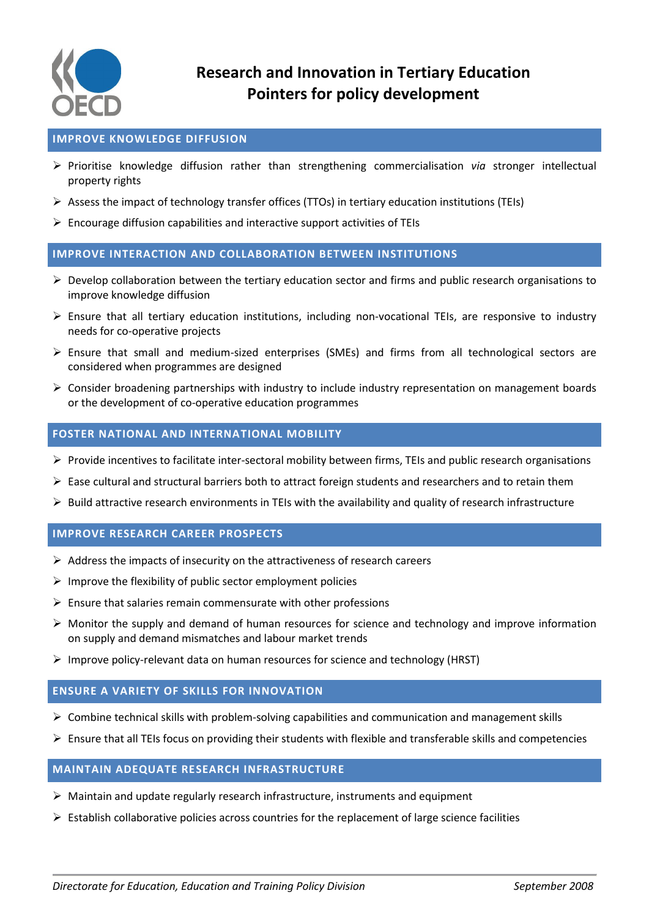# Research and Innovation in Tertiary Education
# Pointers for policy development

## IMPROVE KNOWLEDGE DIFFUSION

- Prioritise knowledge diffusion rather than strengthening commercialisation *via* stronger intellectual property rights
- Assess the impact of technology transfer offices (TTOs) in tertiary education institutions (TEIs)
- Encourage diffusion capabilities and interactive support activities of TEIs

## IMPROVE INTERACTION AND COLLABORATION BETWEEN INSTITUTIONS

- Develop collaboration between the tertiary education sector and firms and public research organisations to improve knowledge diffusion
- Ensure that all tertiary education institutions, including non-vocational TEIs, are responsive to industry needs for co-operative projects
- Ensure that small and medium-sized enterprises (SMEs) and firms from all technological sectors are considered when programmes are designed
- Consider broadening partnerships with industry to include industry representation on management boards or the development of co-operative education programmes

## FOSTER NATIONAL AND INTERNATIONAL MOBILITY

- Provide incentives to facilitate inter-sectoral mobility between firms, TEIs and public research organisations
- Ease cultural and structural barriers both to attract foreign students and researchers and to retain them
- Build attractive research environments in TEIs with the availability and quality of research infrastructure

## IMPROVE RESEARCH CAREER PROSPECTS

- Address the impacts of insecurity on the attractiveness of research careers
- Improve the flexibility of public sector employment policies
- Ensure that salaries remain commensurate with other professions
- Monitor the supply and demand of human resources for science and technology and improve information on supply and demand mismatches and labour market trends
- Improve policy-relevant data on human resources for science and technology (HRST)

## ENSURE A VARIETY OF SKILLS FOR INNOVATION

- Combine technical skills with problem-solving capabilities and communication and management skills
- Ensure that all TEIs focus on providing their students with flexible and transferable skills and competencies

## MAINTAIN ADEQUATE RESEARCH INFRASTRUCTURE

- Maintain and update regularly research infrastructure, instruments and equipment
- Establish collaborative policies across countries for the replacement of large science facilities

*Directorate for Education, Education and Training Policy Division* — *September 2008*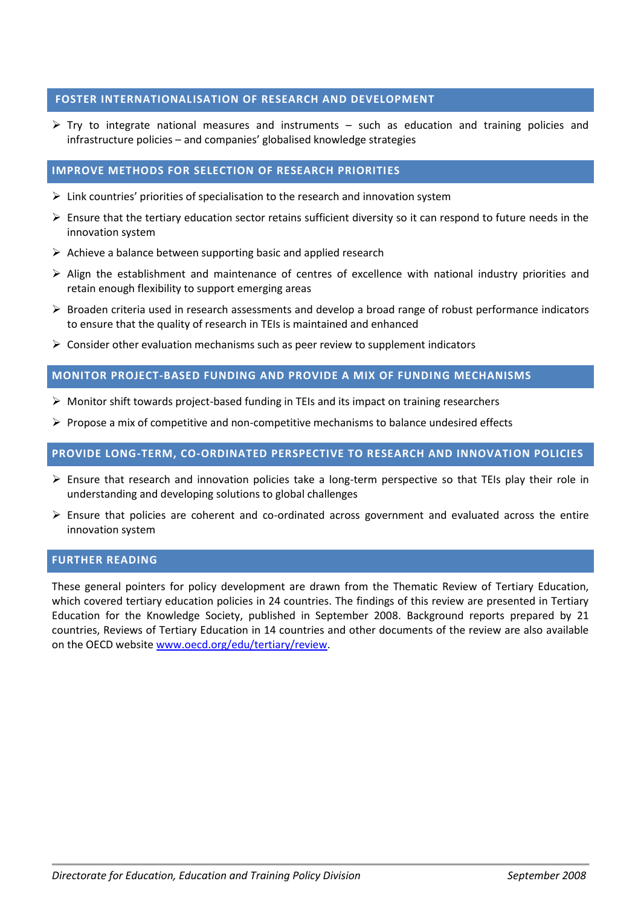## FOSTER INTERNATIONALISATION OF RESEARCH AND DEVELOPMENT

- Try to integrate national measures and instruments – such as education and training policies and infrastructure policies – and companies' globalised knowledge strategies

## IMPROVE METHODS FOR SELECTION OF RESEARCH PRIORITIES

- Link countries' priorities of specialisation to the research and innovation system
- Ensure that the tertiary education sector retains sufficient diversity so it can respond to future needs in the innovation system
- Achieve a balance between supporting basic and applied research
- Align the establishment and maintenance of centres of excellence with national industry priorities and retain enough flexibility to support emerging areas
- Broaden criteria used in research assessments and develop a broad range of robust performance indicators to ensure that the quality of research in TEIs is maintained and enhanced
- Consider other evaluation mechanisms such as peer review to supplement indicators

## MONITOR PROJECT-BASED FUNDING AND PROVIDE A MIX OF FUNDING MECHANISMS

- Monitor shift towards project-based funding in TEIs and its impact on training researchers
- Propose a mix of competitive and non-competitive mechanisms to balance undesired effects

## PROVIDE LONG-TERM, CO-ORDINATED PERSPECTIVE TO RESEARCH AND INNOVATION POLICIES

- Ensure that research and innovation policies take a long-term perspective so that TEIs play their role in understanding and developing solutions to global challenges
- Ensure that policies are coherent and co-ordinated across government and evaluated across the entire innovation system

## FURTHER READING

These general pointers for policy development are drawn from the Thematic Review of Tertiary Education, which covered tertiary education policies in 24 countries. The findings of this review are presented in Tertiary Education for the Knowledge Society, published in September 2008. Background reports prepared by 21 countries, Reviews of Tertiary Education in 14 countries and other documents of the review are also available on the OECD website [www.oecd.org/edu/tertiary/review](http://www.oecd.org/edu/tertiary/review).